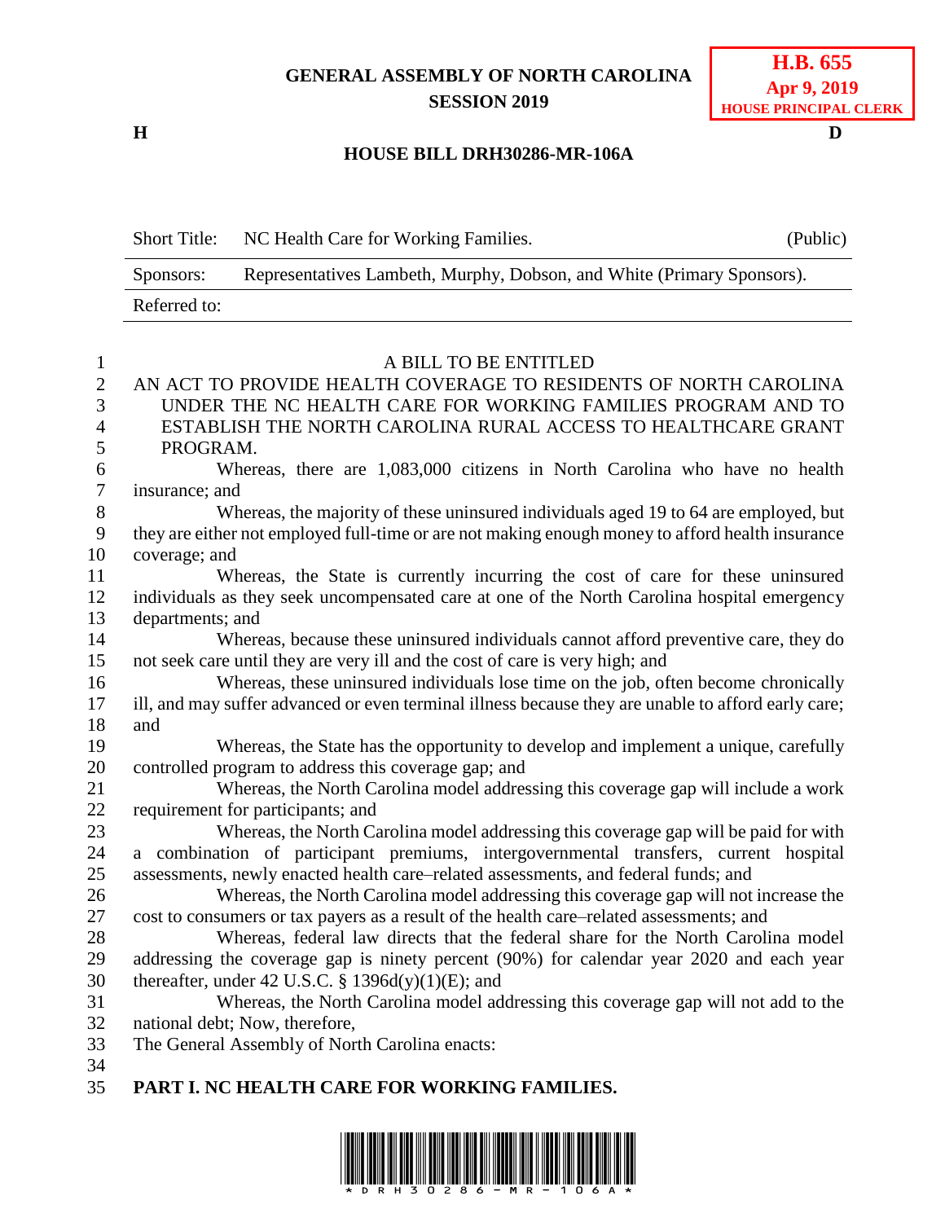**GENERAL ASSEMBLY OF NORTH CAROLINA**
**SESSION 2019**

**H.B. 655**
**Apr 9, 2019**
**HOUSE PRINCIPAL CLERK**

**H** **D**

**HOUSE BILL DRH30286-MR-106A**

| Short Title: | NC Health Care for Working Families. | (Public) |
|---|---|---|
| Sponsors: | Representatives Lambeth, Murphy, Dobson, and White (Primary Sponsors). | |
| Referred to: | | |

A BILL TO BE ENTITLED

AN ACT TO PROVIDE HEALTH COVERAGE TO RESIDENTS OF NORTH CAROLINA UNDER THE NC HEALTH CARE FOR WORKING FAMILIES PROGRAM AND TO ESTABLISH THE NORTH CAROLINA RURAL ACCESS TO HEALTHCARE GRANT PROGRAM.

Whereas, there are 1,083,000 citizens in North Carolina who have no health insurance; and

Whereas, the majority of these uninsured individuals aged 19 to 64 are employed, but they are either not employed full-time or are not making enough money to afford health insurance coverage; and

Whereas, the State is currently incurring the cost of care for these uninsured individuals as they seek uncompensated care at one of the North Carolina hospital emergency departments; and

Whereas, because these uninsured individuals cannot afford preventive care, they do not seek care until they are very ill and the cost of care is very high; and

Whereas, these uninsured individuals lose time on the job, often become chronically ill, and may suffer advanced or even terminal illness because they are unable to afford early care; and

Whereas, the State has the opportunity to develop and implement a unique, carefully controlled program to address this coverage gap; and

Whereas, the North Carolina model addressing this coverage gap will include a work requirement for participants; and

Whereas, the North Carolina model addressing this coverage gap will be paid for with a combination of participant premiums, intergovernmental transfers, current hospital assessments, newly enacted health care–related assessments, and federal funds; and

Whereas, the North Carolina model addressing this coverage gap will not increase the cost to consumers or tax payers as a result of the health care–related assessments; and

Whereas, federal law directs that the federal share for the North Carolina model addressing the coverage gap is ninety percent (90%) for calendar year 2020 and each year thereafter, under 42 U.S.C. § 1396d(y)(1)(E); and

Whereas, the North Carolina model addressing this coverage gap will not add to the national debt; Now, therefore,

The General Assembly of North Carolina enacts:

**PART I. NC HEALTH CARE FOR WORKING FAMILIES.**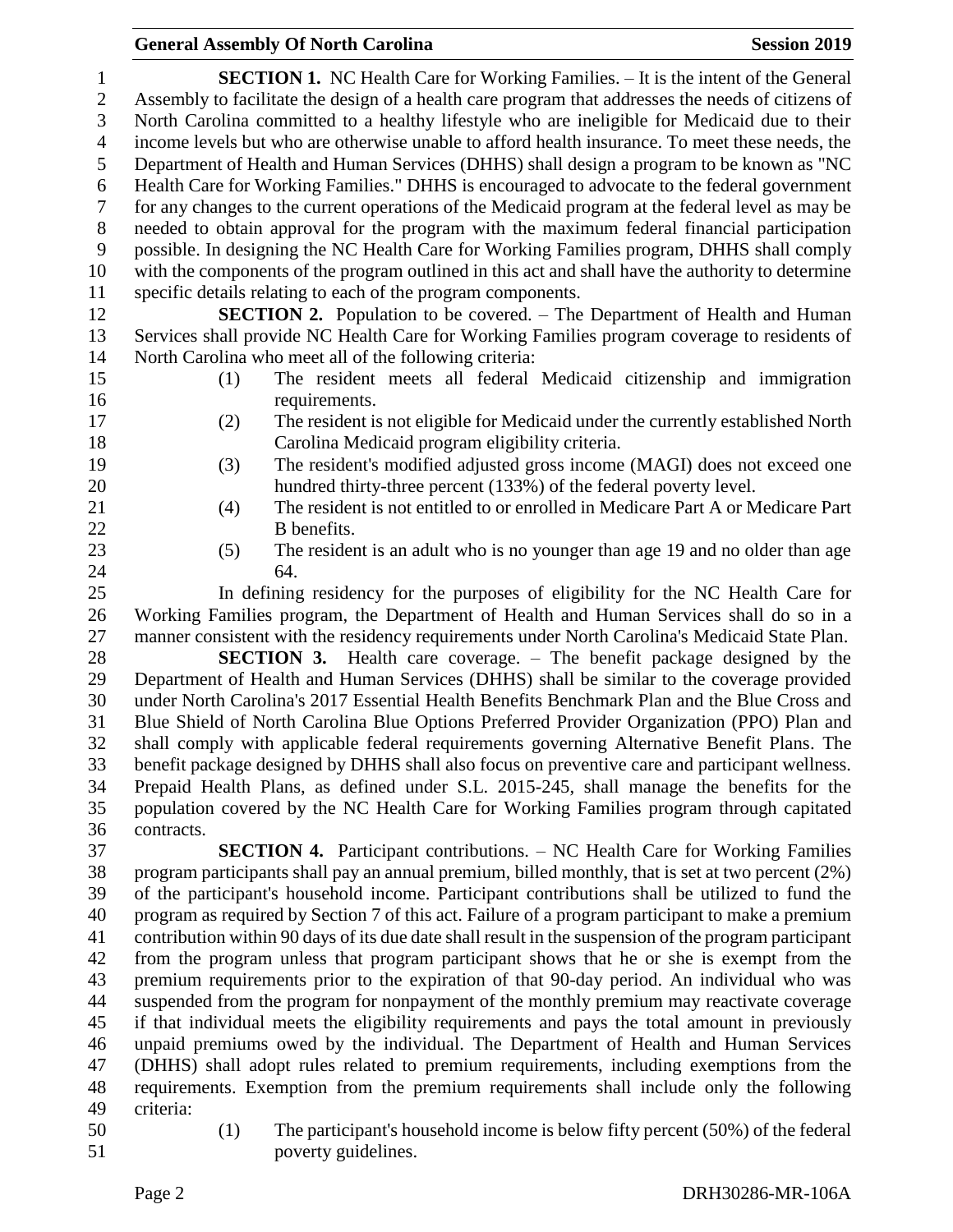**SECTION 1.** NC Health Care for Working Families. – It is the intent of the General Assembly to facilitate the design of a health care program that addresses the needs of citizens of North Carolina committed to a healthy lifestyle who are ineligible for Medicaid due to their income levels but who are otherwise unable to afford health insurance. To meet these needs, the Department of Health and Human Services (DHHS) shall design a program to be known as "NC Health Care for Working Families." DHHS is encouraged to advocate to the federal government for any changes to the current operations of the Medicaid program at the federal level as may be needed to obtain approval for the program with the maximum federal financial participation possible. In designing the NC Health Care for Working Families program, DHHS shall comply with the components of the program outlined in this act and shall have the authority to determine specific details relating to each of the program components.

**SECTION 2.** Population to be covered. – The Department of Health and Human Services shall provide NC Health Care for Working Families program coverage to residents of North Carolina who meet all of the following criteria:

(1) The resident meets all federal Medicaid citizenship and immigration requirements.
(2) The resident is not eligible for Medicaid under the currently established North Carolina Medicaid program eligibility criteria.
(3) The resident's modified adjusted gross income (MAGI) does not exceed one hundred thirty-three percent (133%) of the federal poverty level.
(4) The resident is not entitled to or enrolled in Medicare Part A or Medicare Part B benefits.
(5) The resident is an adult who is no younger than age 19 and no older than age 64.

In defining residency for the purposes of eligibility for the NC Health Care for Working Families program, the Department of Health and Human Services shall do so in a manner consistent with the residency requirements under North Carolina's Medicaid State Plan.

**SECTION 3.** Health care coverage. – The benefit package designed by the Department of Health and Human Services (DHHS) shall be similar to the coverage provided under North Carolina's 2017 Essential Health Benefits Benchmark Plan and the Blue Cross and Blue Shield of North Carolina Blue Options Preferred Provider Organization (PPO) Plan and shall comply with applicable federal requirements governing Alternative Benefit Plans. The benefit package designed by DHHS shall also focus on preventive care and participant wellness. Prepaid Health Plans, as defined under S.L. 2015-245, shall manage the benefits for the population covered by the NC Health Care for Working Families program through capitated contracts.

**SECTION 4.** Participant contributions. – NC Health Care for Working Families program participants shall pay an annual premium, billed monthly, that is set at two percent (2%) of the participant's household income. Participant contributions shall be utilized to fund the program as required by Section 7 of this act. Failure of a program participant to make a premium contribution within 90 days of its due date shall result in the suspension of the program participant from the program unless that program participant shows that he or she is exempt from the premium requirements prior to the expiration of that 90-day period. An individual who was suspended from the program for nonpayment of the monthly premium may reactivate coverage if that individual meets the eligibility requirements and pays the total amount in previously unpaid premiums owed by the individual. The Department of Health and Human Services (DHHS) shall adopt rules related to premium requirements, including exemptions from the requirements. Exemption from the premium requirements shall include only the following criteria:

(1) The participant's household income is below fifty percent (50%) of the federal poverty guidelines.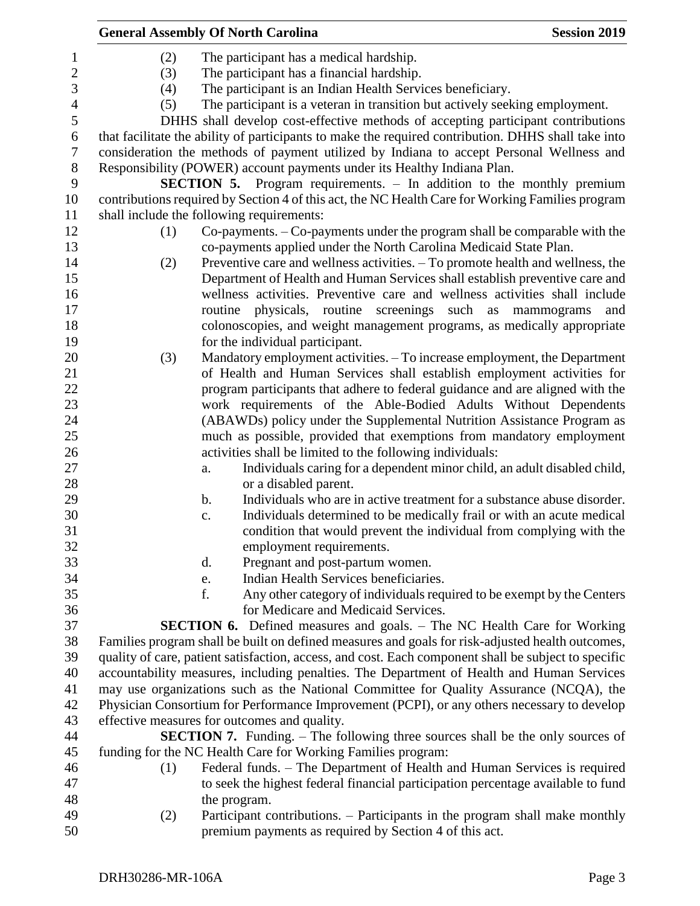(2) The participant has a medical hardship.

(3) The participant has a financial hardship.

(4) The participant is an Indian Health Services beneficiary.

(5) The participant is a veteran in transition but actively seeking employment.

DHHS shall develop cost-effective methods of accepting participant contributions that facilitate the ability of participants to make the required contribution. DHHS shall take into consideration the methods of payment utilized by Indiana to accept Personal Wellness and Responsibility (POWER) account payments under its Healthy Indiana Plan.

**SECTION 5.** Program requirements. – In addition to the monthly premium contributions required by Section 4 of this act, the NC Health Care for Working Families program shall include the following requirements:

(1) Co-payments. – Co-payments under the program shall be comparable with the co-payments applied under the North Carolina Medicaid State Plan.

(2) Preventive care and wellness activities. – To promote health and wellness, the Department of Health and Human Services shall establish preventive care and wellness activities. Preventive care and wellness activities shall include routine physicals, routine screenings such as mammograms and colonoscopies, and weight management programs, as medically appropriate for the individual participant.

(3) Mandatory employment activities. – To increase employment, the Department of Health and Human Services shall establish employment activities for program participants that adhere to federal guidance and are aligned with the work requirements of the Able-Bodied Adults Without Dependents (ABAWDs) policy under the Supplemental Nutrition Assistance Program as much as possible, provided that exemptions from mandatory employment activities shall be limited to the following individuals:

a. Individuals caring for a dependent minor child, an adult disabled child, or a disabled parent.

b. Individuals who are in active treatment for a substance abuse disorder.

c. Individuals determined to be medically frail or with an acute medical condition that would prevent the individual from complying with the employment requirements.

d. Pregnant and post-partum women.

e. Indian Health Services beneficiaries.

f. Any other category of individuals required to be exempt by the Centers for Medicare and Medicaid Services.

**SECTION 6.** Defined measures and goals. – The NC Health Care for Working Families program shall be built on defined measures and goals for risk-adjusted health outcomes, quality of care, patient satisfaction, access, and cost. Each component shall be subject to specific accountability measures, including penalties. The Department of Health and Human Services may use organizations such as the National Committee for Quality Assurance (NCQA), the Physician Consortium for Performance Improvement (PCPI), or any others necessary to develop effective measures for outcomes and quality.

**SECTION 7.** Funding. – The following three sources shall be the only sources of funding for the NC Health Care for Working Families program:

(1) Federal funds. – The Department of Health and Human Services is required to seek the highest federal financial participation percentage available to fund the program.

(2) Participant contributions. – Participants in the program shall make monthly premium payments as required by Section 4 of this act.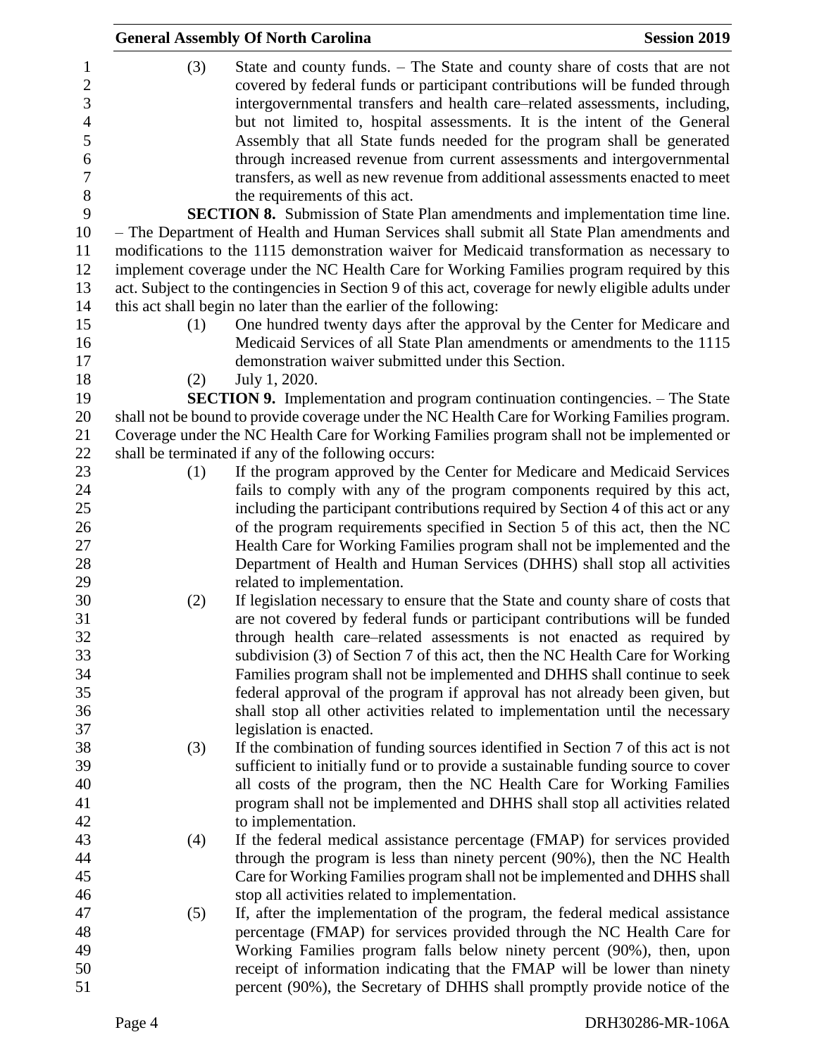(3) State and county funds. – The State and county share of costs that are not covered by federal funds or participant contributions will be funded through intergovernmental transfers and health care–related assessments, including, but not limited to, hospital assessments. It is the intent of the General Assembly that all State funds needed for the program shall be generated through increased revenue from current assessments and intergovernmental transfers, as well as new revenue from additional assessments enacted to meet the requirements of this act.

**SECTION 8.** Submission of State Plan amendments and implementation time line. – The Department of Health and Human Services shall submit all State Plan amendments and modifications to the 1115 demonstration waiver for Medicaid transformation as necessary to implement coverage under the NC Health Care for Working Families program required by this act. Subject to the contingencies in Section 9 of this act, coverage for newly eligible adults under this act shall begin no later than the earlier of the following:

(1) One hundred twenty days after the approval by the Center for Medicare and Medicaid Services of all State Plan amendments or amendments to the 1115 demonstration waiver submitted under this Section.

(2) July 1, 2020.

**SECTION 9.** Implementation and program continuation contingencies. – The State shall not be bound to provide coverage under the NC Health Care for Working Families program. Coverage under the NC Health Care for Working Families program shall not be implemented or shall be terminated if any of the following occurs:

(1) If the program approved by the Center for Medicare and Medicaid Services fails to comply with any of the program components required by this act, including the participant contributions required by Section 4 of this act or any of the program requirements specified in Section 5 of this act, then the NC Health Care for Working Families program shall not be implemented and the Department of Health and Human Services (DHHS) shall stop all activities related to implementation.

(2) If legislation necessary to ensure that the State and county share of costs that are not covered by federal funds or participant contributions will be funded through health care–related assessments is not enacted as required by subdivision (3) of Section 7 of this act, then the NC Health Care for Working Families program shall not be implemented and DHHS shall continue to seek federal approval of the program if approval has not already been given, but shall stop all other activities related to implementation until the necessary legislation is enacted.

(3) If the combination of funding sources identified in Section 7 of this act is not sufficient to initially fund or to provide a sustainable funding source to cover all costs of the program, then the NC Health Care for Working Families program shall not be implemented and DHHS shall stop all activities related to implementation.

(4) If the federal medical assistance percentage (FMAP) for services provided through the program is less than ninety percent (90%), then the NC Health Care for Working Families program shall not be implemented and DHHS shall stop all activities related to implementation.

(5) If, after the implementation of the program, the federal medical assistance percentage (FMAP) for services provided through the NC Health Care for Working Families program falls below ninety percent (90%), then, upon receipt of information indicating that the FMAP will be lower than ninety percent (90%), the Secretary of DHHS shall promptly provide notice of the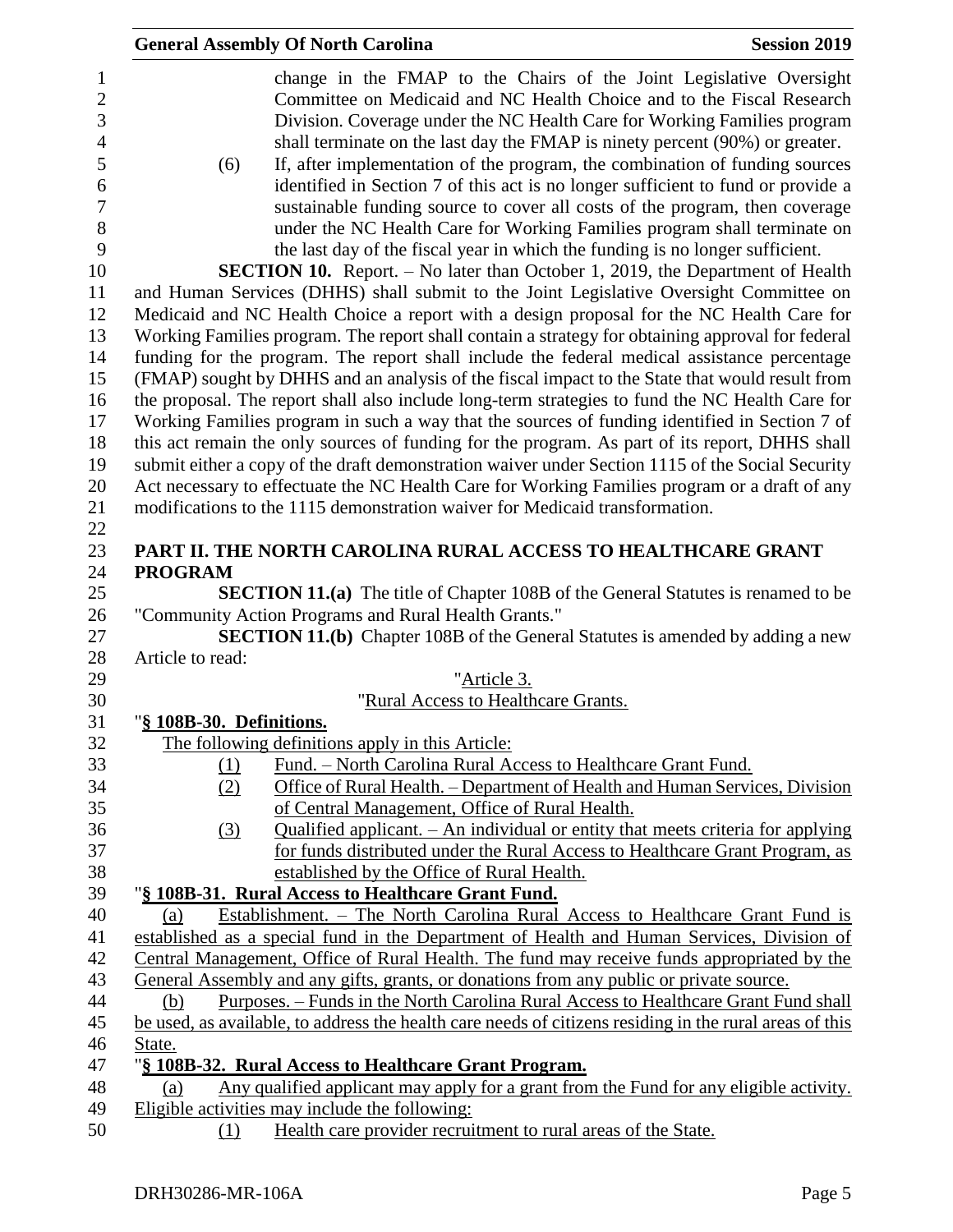change in the FMAP to the Chairs of the Joint Legislative Oversight Committee on Medicaid and NC Health Choice and to the Fiscal Research Division. Coverage under the NC Health Care for Working Families program shall terminate on the last day the FMAP is ninety percent (90%) or greater.

(6) If, after implementation of the program, the combination of funding sources identified in Section 7 of this act is no longer sufficient to fund or provide a sustainable funding source to cover all costs of the program, then coverage under the NC Health Care for Working Families program shall terminate on the last day of the fiscal year in which the funding is no longer sufficient.

**SECTION 10.** Report. – No later than October 1, 2019, the Department of Health and Human Services (DHHS) shall submit to the Joint Legislative Oversight Committee on Medicaid and NC Health Choice a report with a design proposal for the NC Health Care for Working Families program. The report shall contain a strategy for obtaining approval for federal funding for the program. The report shall include the federal medical assistance percentage (FMAP) sought by DHHS and an analysis of the fiscal impact to the State that would result from the proposal. The report shall also include long-term strategies to fund the NC Health Care for Working Families program in such a way that the sources of funding identified in Section 7 of this act remain the only sources of funding for the program. As part of its report, DHHS shall submit either a copy of the draft demonstration waiver under Section 1115 of the Social Security Act necessary to effectuate the NC Health Care for Working Families program or a draft of any modifications to the 1115 demonstration waiver for Medicaid transformation.

## PART II. THE NORTH CAROLINA RURAL ACCESS TO HEALTHCARE GRANT PROGRAM

**SECTION 11.(a)** The title of Chapter 108B of the General Statutes is renamed to be "Community Action Programs and Rural Health Grants."

**SECTION 11.(b)** Chapter 108B of the General Statutes is amended by adding a new Article to read:

"Article 3.

"Rural Access to Healthcare Grants.

"**§ 108B-30. Definitions.**

The following definitions apply in this Article:

(1) Fund. – North Carolina Rural Access to Healthcare Grant Fund.

(2) Office of Rural Health. – Department of Health and Human Services, Division of Central Management, Office of Rural Health.

(3) Qualified applicant. – An individual or entity that meets criteria for applying for funds distributed under the Rural Access to Healthcare Grant Program, as established by the Office of Rural Health.

"**§ 108B-31. Rural Access to Healthcare Grant Fund.**

(a) Establishment. – The North Carolina Rural Access to Healthcare Grant Fund is established as a special fund in the Department of Health and Human Services, Division of Central Management, Office of Rural Health. The fund may receive funds appropriated by the General Assembly and any gifts, grants, or donations from any public or private source.

(b) Purposes. – Funds in the North Carolina Rural Access to Healthcare Grant Fund shall be used, as available, to address the health care needs of citizens residing in the rural areas of this State.

"**§ 108B-32. Rural Access to Healthcare Grant Program.**

(a) Any qualified applicant may apply for a grant from the Fund for any eligible activity. Eligible activities may include the following:

(1) Health care provider recruitment to rural areas of the State.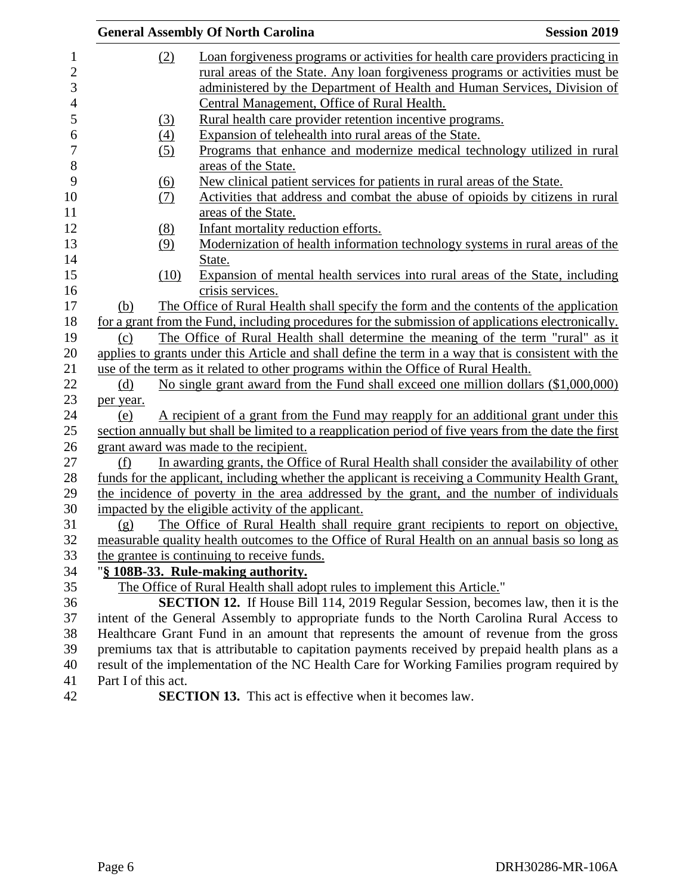(2) Loan forgiveness programs or activities for health care providers practicing in rural areas of the State. Any loan forgiveness programs or activities must be administered by the Department of Health and Human Services, Division of Central Management, Office of Rural Health.

(3) Rural health care provider retention incentive programs.

(4) Expansion of telehealth into rural areas of the State.

(5) Programs that enhance and modernize medical technology utilized in rural areas of the State.

(6) New clinical patient services for patients in rural areas of the State.

(7) Activities that address and combat the abuse of opioids by citizens in rural areas of the State.

(8) Infant mortality reduction efforts.

(9) Modernization of health information technology systems in rural areas of the State.

(10) Expansion of mental health services into rural areas of the State, including crisis services.

(b) The Office of Rural Health shall specify the form and the contents of the application for a grant from the Fund, including procedures for the submission of applications electronically.

(c) The Office of Rural Health shall determine the meaning of the term "rural" as it applies to grants under this Article and shall define the term in a way that is consistent with the use of the term as it related to other programs within the Office of Rural Health.

(d) No single grant award from the Fund shall exceed one million dollars ($1,000,000) per year.

(e) A recipient of a grant from the Fund may reapply for an additional grant under this section annually but shall be limited to a reapplication period of five years from the date the first grant award was made to the recipient.

(f) In awarding grants, the Office of Rural Health shall consider the availability of other funds for the applicant, including whether the applicant is receiving a Community Health Grant, the incidence of poverty in the area addressed by the grant, and the number of individuals impacted by the eligible activity of the applicant.

(g) The Office of Rural Health shall require grant recipients to report on objective, measurable quality health outcomes to the Office of Rural Health on an annual basis so long as the grantee is continuing to receive funds.

"**§ 108B-33. Rule-making authority.**

The Office of Rural Health shall adopt rules to implement this Article."

**SECTION 12.** If House Bill 114, 2019 Regular Session, becomes law, then it is the intent of the General Assembly to appropriate funds to the North Carolina Rural Access to Healthcare Grant Fund in an amount that represents the amount of revenue from the gross premiums tax that is attributable to capitation payments received by prepaid health plans as a result of the implementation of the NC Health Care for Working Families program required by Part I of this act.

**SECTION 13.** This act is effective when it becomes law.